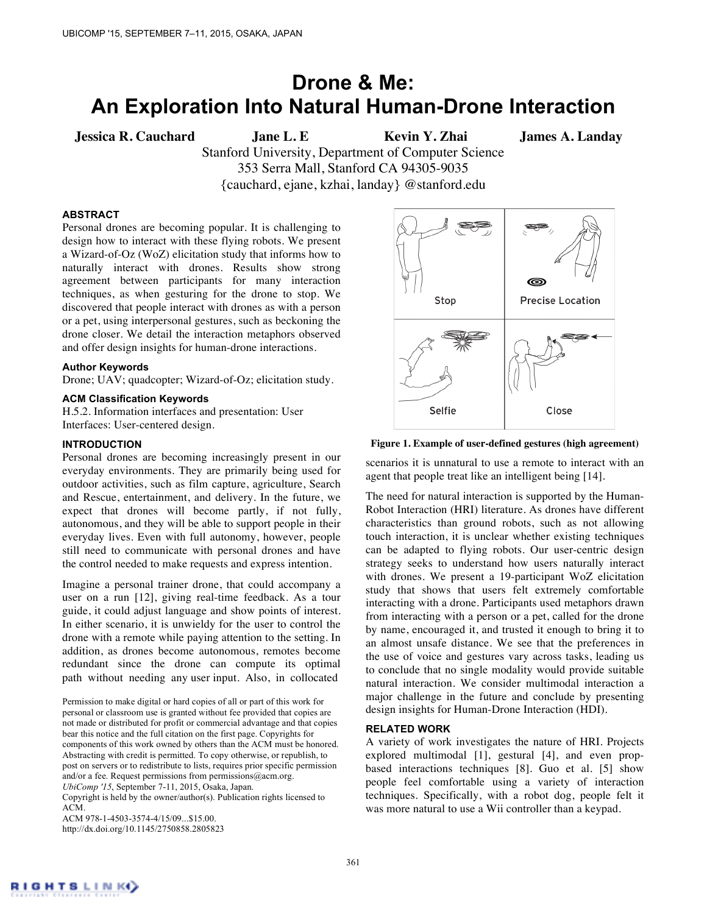# Drone & Me: An Exploration Into Natural Human-Drone Interaction

**Jessica R. Cauchard** **Jane L. E** **Kevin Y. Zhai** **James A. Landay**

Stanford University, Department of Computer Science
353 Serra Mall, Stanford CA 94305-9035
{cauchard, ejane, kzhai, landay} @stanford.edu

## ABSTRACT

Personal drones are becoming popular. It is challenging to design how to interact with these flying robots. We present a Wizard-of-Oz (WoZ) elicitation study that informs how to naturally interact with drones. Results show strong agreement between participants for many interaction techniques, as when gesturing for the drone to stop. We discovered that people interact with drones as with a person or a pet, using interpersonal gestures, such as beckoning the drone closer. We detail the interaction metaphors observed and offer design insights for human-drone interactions.

### Author Keywords

Drone; UAV; quadcopter; Wizard-of-Oz; elicitation study.

### ACM Classification Keywords

H.5.2. Information interfaces and presentation: User Interfaces: User-centered design.

## INTRODUCTION

Personal drones are becoming increasingly present in our everyday environments. They are primarily being used for outdoor activities, such as film capture, agriculture, Search and Rescue, entertainment, and delivery. In the future, we expect that drones will become partly, if not fully, autonomous, and they will be able to support people in their everyday lives. Even with full autonomy, however, people still need to communicate with personal drones and have the control needed to make requests and express intention.

Imagine a personal trainer drone, that could accompany a user on a run [12], giving real-time feedback. As a tour guide, it could adjust language and show points of interest. In either scenario, it is unwieldy for the user to control the drone with a remote while paying attention to the setting. In addition, as drones become autonomous, remotes become redundant since the drone can compute its optimal path without needing any user input. Also, in collocated scenarios it is unnatural to use a remote to interact with an agent that people treat like an intelligent being [14].

Stop | Precise Location | Selfie | Close

**Figure 1. Example of user-defined gestures (high agreement)**

The need for natural interaction is supported by the Human-Robot Interaction (HRI) literature. As drones have different characteristics than ground robots, such as not allowing touch interaction, it is unclear whether existing techniques can be adapted to flying robots. Our user-centric design strategy seeks to understand how users naturally interact with drones. We present a 19-participant WoZ elicitation study that shows that users felt extremely comfortable interacting with a drone. Participants used metaphors drawn from interacting with a person or a pet, called for the drone by name, encouraged it, and trusted it enough to bring it to an almost unsafe distance. We see that the preferences in the use of voice and gestures vary across tasks, leading us to conclude that no single modality would provide suitable natural interaction. We consider multimodal interaction a major challenge in the future and conclude by presenting design insights for Human-Drone Interaction (HDI).

## RELATED WORK

A variety of work investigates the nature of HRI. Projects explored multimodal [1], gestural [4], and even prop-based interactions techniques [8]. Guo et al. [5] show people feel comfortable using a variety of interaction techniques. Specifically, with a robot dog, people felt it was more natural to use a Wii controller than a keypad.

Permission to make digital or hard copies of all or part of this work for personal or classroom use is granted without fee provided that copies are not made or distributed for profit or commercial advantage and that copies bear this notice and the full citation on the first page. Copyrights for components of this work owned by others than the ACM must be honored. Abstracting with credit is permitted. To copy otherwise, or republish, to post on servers or to redistribute to lists, requires prior specific permission and/or a fee. Request permissions from permissions@acm.org.
*UbiComp '15*, September 7-11, 2015, Osaka, Japan.
Copyright is held by the owner/author(s). Publication rights licensed to ACM.
ACM 978-1-4503-3574-4/15/09...$15.00.
http://dx.doi.org/10.1145/2750858.2805823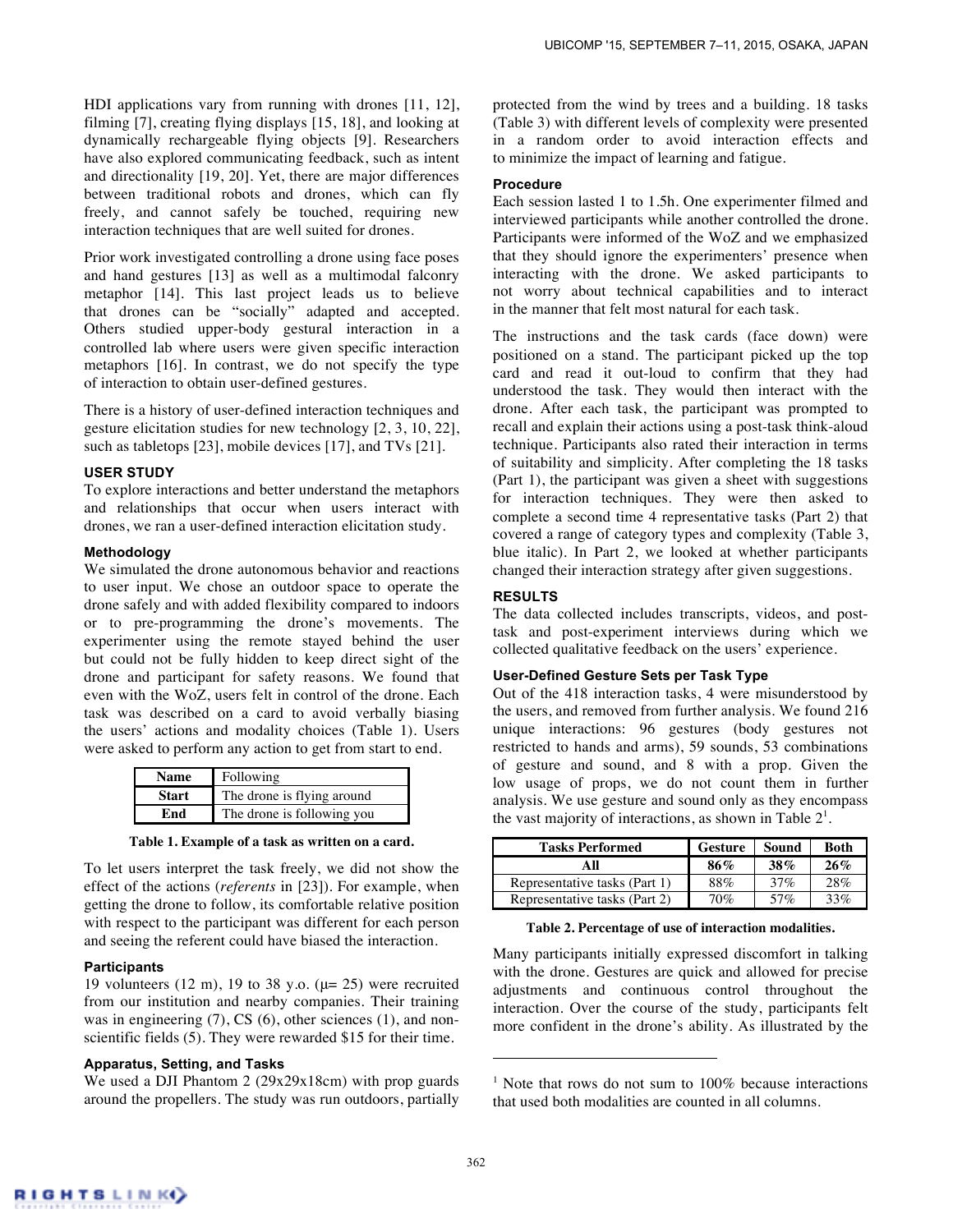HDI applications vary from running with drones [11, 12], filming [7], creating flying displays [15, 18], and looking at dynamically rechargeable flying objects [9]. Researchers have also explored communicating feedback, such as intent and directionality [19, 20]. Yet, there are major differences between traditional robots and drones, which can fly freely, and cannot safely be touched, requiring new interaction techniques that are well suited for drones.

Prior work investigated controlling a drone using face poses and hand gestures [13] as well as a multimodal falconry metaphor [14]. This last project leads us to believe that drones can be "socially" adapted and accepted. Others studied upper-body gestural interaction in a controlled lab where users were given specific interaction metaphors [16]. In contrast, we do not specify the type of interaction to obtain user-defined gestures.

There is a history of user-defined interaction techniques and gesture elicitation studies for new technology [2, 3, 10, 22], such as tabletops [23], mobile devices [17], and TVs [21].

## USER STUDY

To explore interactions and better understand the metaphors and relationships that occur when users interact with drones, we ran a user-defined interaction elicitation study.

### Methodology

We simulated the drone autonomous behavior and reactions to user input. We chose an outdoor space to operate the drone safely and with added flexibility compared to indoors or to pre-programming the drone's movements. The experimenter using the remote stayed behind the user but could not be fully hidden to keep direct sight of the drone and participant for safety reasons. We found that even with the WoZ, users felt in control of the drone. Each task was described on a card to avoid verbally biasing the users' actions and modality choices (Table 1). Users were asked to perform any action to get from start to end.

| **Name** | Following |
|---|---|
| **Start** | The drone is flying around |
| **End** | The drone is following you |

**Table 1. Example of a task as written on a card.**

To let users interpret the task freely, we did not show the effect of the actions (*referents* in [23]). For example, when getting the drone to follow, its comfortable relative position with respect to the participant was different for each person and seeing the referent could have biased the interaction.

### Participants

19 volunteers (12 m), 19 to 38 y.o. ($\mu$= 25) were recruited from our institution and nearby companies. Their training was in engineering (7), CS (6), other sciences (1), and non-scientific fields (5). They were rewarded $15 for their time.

### Apparatus, Setting, and Tasks

We used a DJI Phantom 2 (29x29x18cm) with prop guards around the propellers. The study was run outdoors, partially protected from the wind by trees and a building. 18 tasks (Table 3) with different levels of complexity were presented in a random order to avoid interaction effects and to minimize the impact of learning and fatigue.

### Procedure

Each session lasted 1 to 1.5h. One experimenter filmed and interviewed participants while another controlled the drone. Participants were informed of the WoZ and we emphasized that they should ignore the experimenters' presence when interacting with the drone. We asked participants to not worry about technical capabilities and to interact in the manner that felt most natural for each task.

The instructions and the task cards (face down) were positioned on a stand. The participant picked up the top card and read it out-loud to confirm that they had understood the task. They would then interact with the drone. After each task, the participant was prompted to recall and explain their actions using a post-task think-aloud technique. Participants also rated their interaction in terms of suitability and simplicity. After completing the 18 tasks (Part 1), the participant was given a sheet with suggestions for interaction techniques. They were then asked to complete a second time 4 representative tasks (Part 2) that covered a range of category types and complexity (Table 3, blue italic). In Part 2, we looked at whether participants changed their interaction strategy after given suggestions.

## RESULTS

The data collected includes transcripts, videos, and post-task and post-experiment interviews during which we collected qualitative feedback on the users' experience.

### User-Defined Gesture Sets per Task Type

Out of the 418 interaction tasks, 4 were misunderstood by the users, and removed from further analysis. We found 216 unique interactions: 96 gestures (body gestures not restricted to hands and arms), 59 sounds, 53 combinations of gesture and sound, and 8 with a prop. Given the low usage of props, we do not count them in further analysis. We use gesture and sound only as they encompass the vast majority of interactions, as shown in Table 2[1].

| Tasks Performed | Gesture | Sound | Both |
|---|---|---|---|
| **All** | **86%** | **38%** | **26%** |
| Representative tasks (Part 1) | 88% | 37% | 28% |
| Representative tasks (Part 2) | 70% | 57% | 33% |

**Table 2. Percentage of use of interaction modalities.**

Many participants initially expressed discomfort in talking with the drone. Gestures are quick and allowed for precise adjustments and continuous control throughout the interaction. Over the course of the study, participants felt more confident in the drone's ability. As illustrated by the

[1] Note that rows do not sum to 100% because interactions that used both modalities are counted in all columns.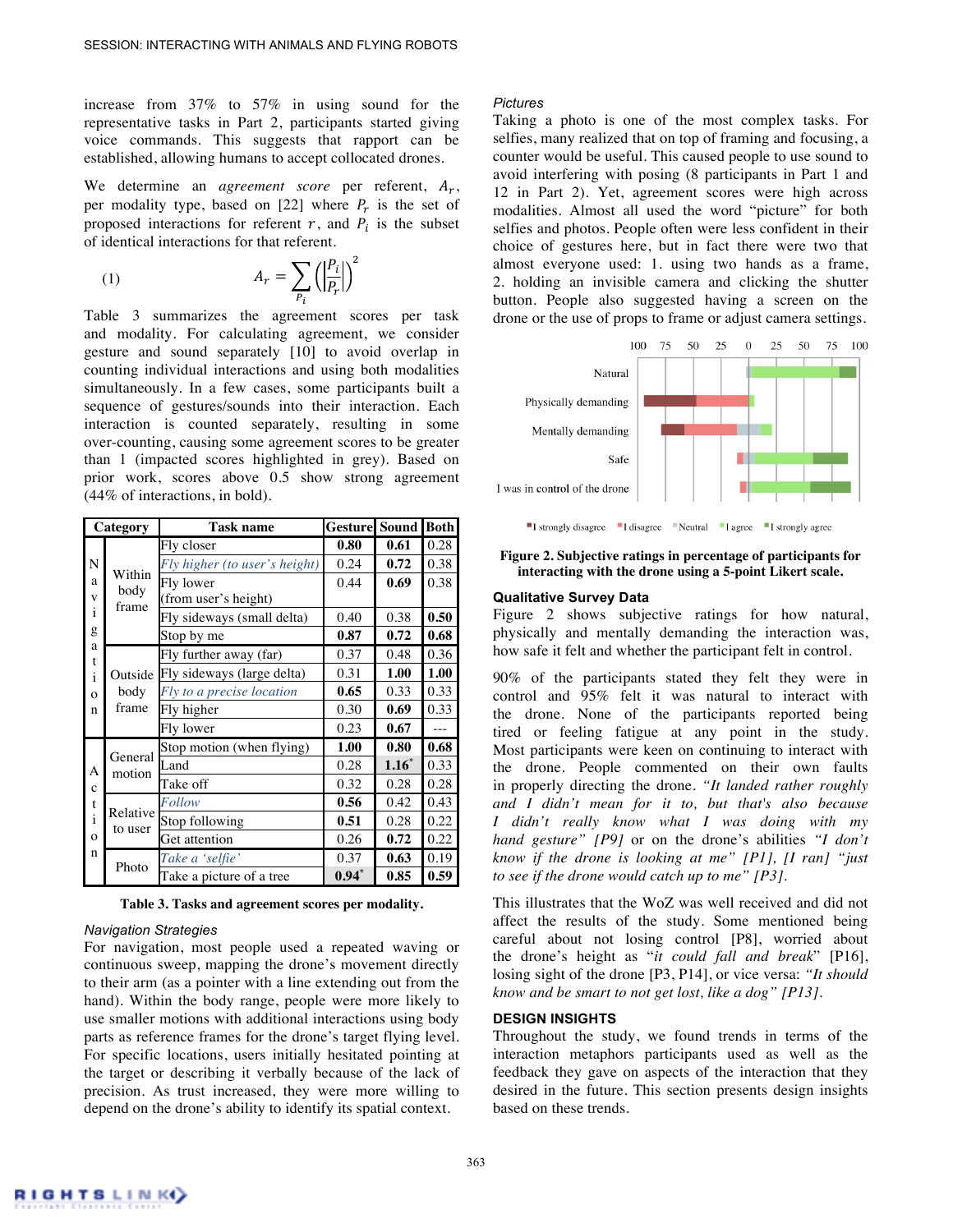increase from 37% to 57% in using sound for the representative tasks in Part 2, participants started giving voice commands. This suggests that rapport can be established, allowing humans to accept collocated drones.

We determine an *agreement score* per referent, $A_r$, per modality type, based on [22] where $P_r$ is the set of proposed interactions for referent $r$, and $P_i$ is the subset of identical interactions for that referent.

$$A_r = \sum_{P_i} \left( \left| \frac{P_i}{P_r} \right| \right)^2 \quad (1)$$

Table 3 summarizes the agreement scores per task and modality. For calculating agreement, we consider gesture and sound separately [10] to avoid overlap in counting individual interactions and using both modalities simultaneously. In a few cases, some participants built a sequence of gestures/sounds into their interaction. Each interaction is counted separately, resulting in some over-counting, causing some agreement scores to be greater than 1 (impacted scores highlighted in grey). Based on prior work, scores above 0.5 show strong agreement (44% of interactions, in bold).

| Category | | Task name | Gesture | Sound | Both |
|---|---|---|---|---|---|
| Navigation | Within body frame | Fly closer | **0.80** | **0.61** | 0.28 |
| | | *Fly higher (to user's height)* | 0.24 | **0.72** | 0.38 |
| | | Fly lower (from user's height) | 0.44 | **0.69** | 0.38 |
| | | Fly sideways (small delta) | 0.40 | 0.38 | **0.50** |
| | | Stop by me | **0.87** | **0.72** | **0.68** |
| | Outside body frame | Fly further away (far) | 0.37 | 0.48 | 0.36 |
| | | Fly sideways (large delta) | 0.31 | **1.00** | **1.00** |
| | | *Fly to a precise location* | **0.65** | 0.33 | 0.33 |
| | | Fly higher | 0.30 | **0.69** | 0.33 |
| | | Fly lower | 0.23 | **0.67** | --- |
| Action | General motion | Stop motion (when flying) | **1.00** | **0.80** | **0.68** |
| | | Land | 0.28 | **1.16*** | 0.33 |
| | | Take off | 0.32 | 0.28 | 0.28 |
| | Relative to user | *Follow* | **0.56** | 0.42 | 0.43 |
| | | Stop following | **0.51** | 0.28 | 0.22 |
| | | Get attention | 0.26 | **0.72** | 0.22 |
| | Photo | *Take a 'selfie'* | 0.37 | **0.63** | 0.19 |
| | | Take a picture of a tree | **0.94*** | **0.85** | **0.59** |

**Table 3. Tasks and agreement scores per modality.**

### Navigation Strategies

For navigation, most people used a repeated waving or continuous sweep, mapping the drone's movement directly to their arm (as a pointer with a line extending out from the hand). Within the body range, people were more likely to use smaller motions with additional interactions using body parts as reference frames for the drone's target flying level. For specific locations, users initially hesitated pointing at the target or describing it verbally because of the lack of precision. As trust increased, they were more willing to depend on the drone's ability to identify its spatial context.

### Pictures

Taking a photo is one of the most complex tasks. For selfies, many realized that on top of framing and focusing, a counter would be useful. This caused people to use sound to avoid interfering with posing (8 participants in Part 1 and 12 in Part 2). Yet, agreement scores were high across modalities. Almost all used the word "picture" for both selfies and photos. People often were less confident in their choice of gestures here, but in fact there were two that almost everyone used: 1. using two hands as a frame, 2. holding an invisible camera and clicking the shutter button. People also suggested having a screen on the drone or the use of props to frame or adjust camera settings.

**Figure 2. Subjective ratings in percentage of participants for interacting with the drone using a 5-point Likert scale.**

### Qualitative Survey Data

Figure 2 shows subjective ratings for how natural, physically and mentally demanding the interaction was, how safe it felt and whether the participant felt in control.

90% of the participants stated they felt they were in control and 95% felt it was natural to interact with the drone. None of the participants reported being tired or feeling fatigue at any point in the study. Most participants were keen on continuing to interact with the drone. People commented on their own faults in properly directing the drone. *"It landed rather roughly and I didn't mean for it to, but that's also because I didn't really know what I was doing with my hand gesture" [P9]* or on the drone's abilities *"I don't know if the drone is looking at me" [P1], [I ran] "just to see if the drone would catch up to me" [P3].*

This illustrates that the WoZ was well received and did not affect the results of the study. Some mentioned being careful about not losing control [P8], worried about the drone's height as "*it could fall and break*" [P16], losing sight of the drone [P3, P14], or vice versa: *"It should know and be smart to not get lost, like a dog" [P13].*

## DESIGN INSIGHTS

Throughout the study, we found trends in terms of the interaction metaphors participants used as well as the feedback they gave on aspects of the interaction that they desired in the future. This section presents design insights based on these trends.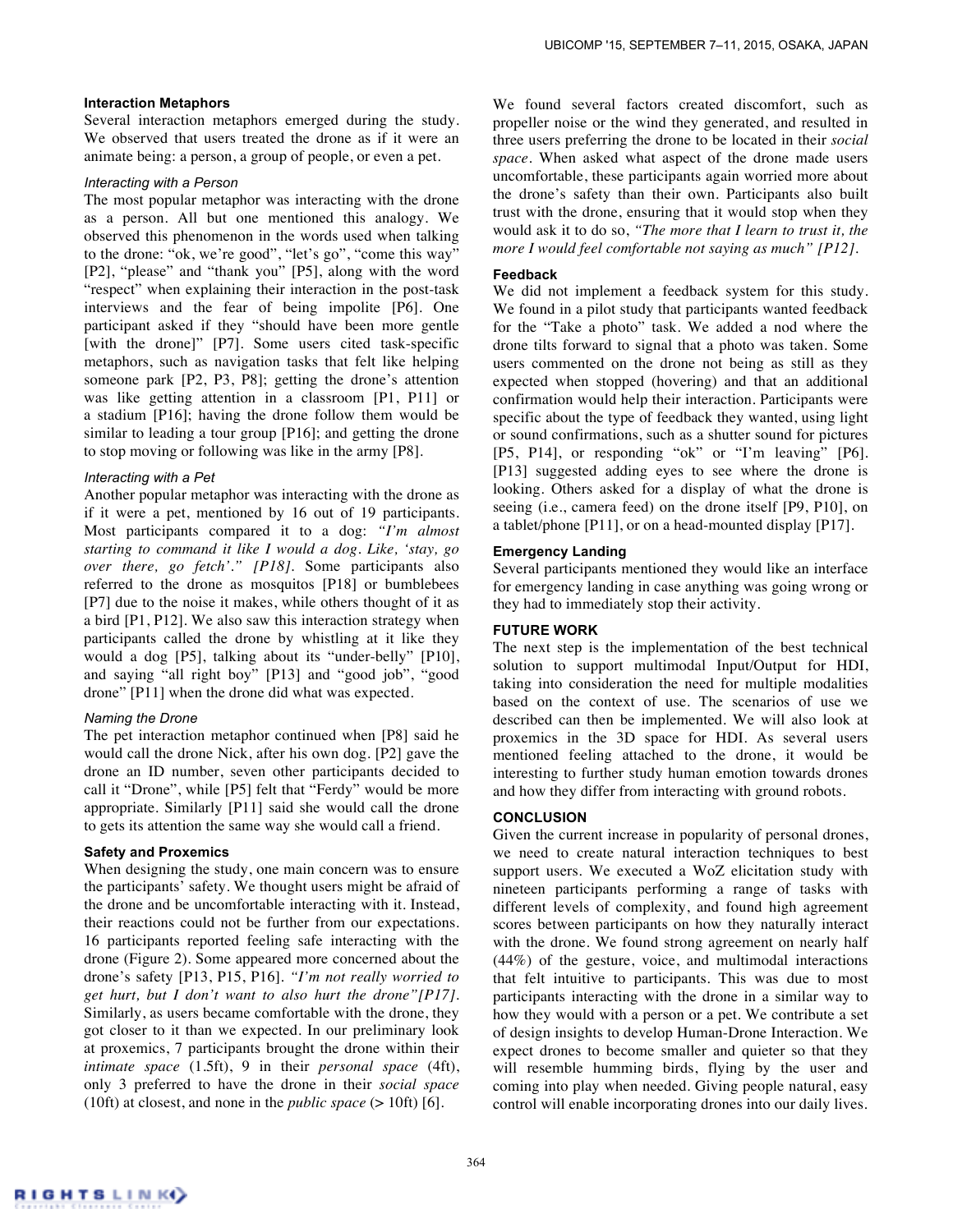### Interaction Metaphors

Several interaction metaphors emerged during the study. We observed that users treated the drone as if it were an animate being: a person, a group of people, or even a pet.

#### *Interacting with a Person*

The most popular metaphor was interacting with the drone as a person. All but one mentioned this analogy. We observed this phenomenon in the words used when talking to the drone: "ok, we're good", "let's go", "come this way" [P2], "please" and "thank you" [P5], along with the word "respect" when explaining their interaction in the post-task interviews and the fear of being impolite [P6]. One participant asked if they "should have been more gentle [with the drone]" [P7]. Some users cited task-specific metaphors, such as navigation tasks that felt like helping someone park [P2, P3, P8]; getting the drone's attention was like getting attention in a classroom [P1, P11] or a stadium [P16]; having the drone follow them would be similar to leading a tour group [P16]; and getting the drone to stop moving or following was like in the army [P8].

#### *Interacting with a Pet*

Another popular metaphor was interacting with the drone as if it were a pet, mentioned by 16 out of 19 participants. Most participants compared it to a dog: *"I'm almost starting to command it like I would a dog. Like, 'stay, go over there, go fetch'." [P18].* Some participants also referred to the drone as mosquitos [P18] or bumblebees [P7] due to the noise it makes, while others thought of it as a bird [P1, P12]. We also saw this interaction strategy when participants called the drone by whistling at it like they would a dog [P5], talking about its "under-belly" [P10], and saying "all right boy" [P13] and "good job", "good drone" [P11] when the drone did what was expected.

#### *Naming the Drone*

The pet interaction metaphor continued when [P8] said he would call the drone Nick, after his own dog. [P2] gave the drone an ID number, seven other participants decided to call it "Drone", while [P5] felt that "Ferdy" would be more appropriate. Similarly [P11] said she would call the drone to gets its attention the same way she would call a friend.

### Safety and Proxemics

When designing the study, one main concern was to ensure the participants' safety. We thought users might be afraid of the drone and be uncomfortable interacting with it. Instead, their reactions could not be further from our expectations. 16 participants reported feeling safe interacting with the drone (Figure 2). Some appeared more concerned about the drone's safety [P13, P15, P16]. *"I'm not really worried to get hurt, but I don't want to also hurt the drone"[P17].* Similarly, as users became comfortable with the drone, they got closer to it than we expected. In our preliminary look at proxemics, 7 participants brought the drone within their *intimate space* (1.5ft), 9 in their *personal space* (4ft), only 3 preferred to have the drone in their *social space* (10ft) at closest, and none in the *public space* (> 10ft) [6].

We found several factors created discomfort, such as propeller noise or the wind they generated, and resulted in three users preferring the drone to be located in their *social space*. When asked what aspect of the drone made users uncomfortable, these participants again worried more about the drone's safety than their own. Participants also built trust with the drone, ensuring that it would stop when they would ask it to do so, *"The more that I learn to trust it, the more I would feel comfortable not saying as much" [P12].*

### Feedback

We did not implement a feedback system for this study. We found in a pilot study that participants wanted feedback for the "Take a photo" task. We added a nod where the drone tilts forward to signal that a photo was taken. Some users commented on the drone not being as still as they expected when stopped (hovering) and that an additional confirmation would help their interaction. Participants were specific about the type of feedback they wanted, using light or sound confirmations, such as a shutter sound for pictures [P5, P14], or responding "ok" or "I'm leaving" [P6]. [P13] suggested adding eyes to see where the drone is looking. Others asked for a display of what the drone is seeing (i.e., camera feed) on the drone itself [P9, P10], on a tablet/phone [P11], or on a head-mounted display [P17].

### Emergency Landing

Several participants mentioned they would like an interface for emergency landing in case anything was going wrong or they had to immediately stop their activity.

## FUTURE WORK

The next step is the implementation of the best technical solution to support multimodal Input/Output for HDI, taking into consideration the need for multiple modalities based on the context of use. The scenarios of use we described can then be implemented. We will also look at proxemics in the 3D space for HDI. As several users mentioned feeling attached to the drone, it would be interesting to further study human emotion towards drones and how they differ from interacting with ground robots.

## CONCLUSION

Given the current increase in popularity of personal drones, we need to create natural interaction techniques to best support users. We executed a WoZ elicitation study with nineteen participants performing a range of tasks with different levels of complexity, and found high agreement scores between participants on how they naturally interact with the drone. We found strong agreement on nearly half (44%) of the gesture, voice, and multimodal interactions that felt intuitive to participants. This was due to most participants interacting with the drone in a similar way to how they would with a person or a pet. We contribute a set of design insights to develop Human-Drone Interaction. We expect drones to become smaller and quieter so that they will resemble humming birds, flying by the user and coming into play when needed. Giving people natural, easy control will enable incorporating drones into our daily lives.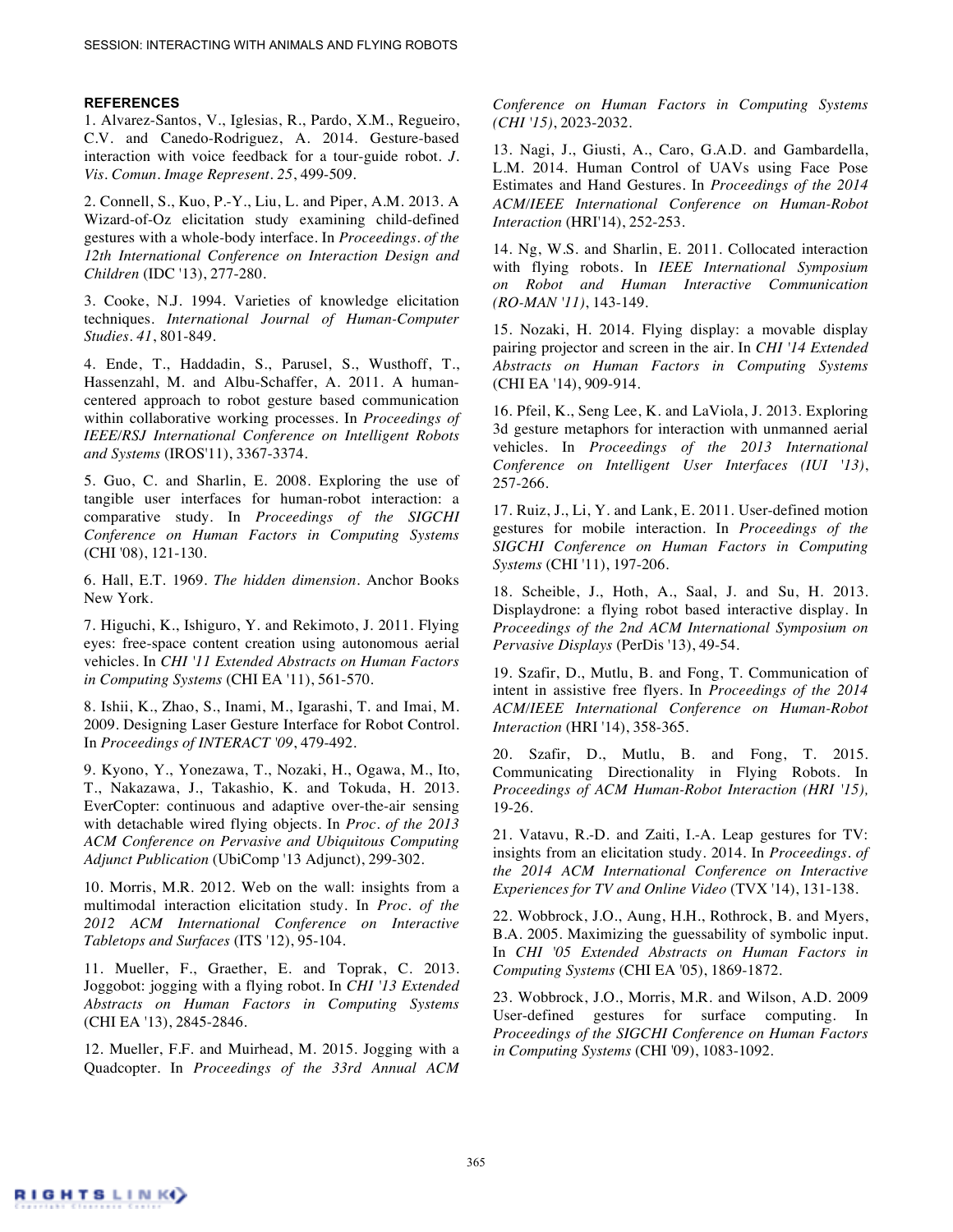## REFERENCES

1. Alvarez-Santos, V., Iglesias, R., Pardo, X.M., Regueiro, C.V. and Canedo-Rodriguez, A. 2014. Gesture-based interaction with voice feedback for a tour-guide robot. *J. Vis. Comun. Image Represent. 25*, 499-509.

2. Connell, S., Kuo, P.-Y., Liu, L. and Piper, A.M. 2013. A Wizard-of-Oz elicitation study examining child-defined gestures with a whole-body interface. In *Proceedings. of the 12th International Conference on Interaction Design and Children* (IDC '13), 277-280.

3. Cooke, N.J. 1994. Varieties of knowledge elicitation techniques. *International Journal of Human-Computer Studies. 41*, 801-849.

4. Ende, T., Haddadin, S., Parusel, S., Wusthoff, T., Hassenzahl, M. and Albu-Schaffer, A. 2011. A human-centered approach to robot gesture based communication within collaborative working processes. In *Proceedings of IEEE/RSJ International Conference on Intelligent Robots and Systems* (IROS'11), 3367-3374.

5. Guo, C. and Sharlin, E. 2008. Exploring the use of tangible user interfaces for human-robot interaction: a comparative study. In *Proceedings of the SIGCHI Conference on Human Factors in Computing Systems* (CHI '08), 121-130.

6. Hall, E.T. 1969. *The hidden dimension*. Anchor Books New York.

7. Higuchi, K., Ishiguro, Y. and Rekimoto, J. 2011. Flying eyes: free-space content creation using autonomous aerial vehicles. In *CHI '11 Extended Abstracts on Human Factors in Computing Systems* (CHI EA '11), 561-570.

8. Ishii, K., Zhao, S., Inami, M., Igarashi, T. and Imai, M. 2009. Designing Laser Gesture Interface for Robot Control. In *Proceedings of INTERACT '09*, 479-492.

9. Kyono, Y., Yonezawa, T., Nozaki, H., Ogawa, M., Ito, T., Nakazawa, J., Takashio, K. and Tokuda, H. 2013. EverCopter: continuous and adaptive over-the-air sensing with detachable wired flying objects. In *Proc. of the 2013 ACM Conference on Pervasive and Ubiquitous Computing Adjunct Publication* (UbiComp '13 Adjunct), 299-302.

10. Morris, M.R. 2012. Web on the wall: insights from a multimodal interaction elicitation study. In *Proc. of the 2012 ACM International Conference on Interactive Tabletops and Surfaces* (ITS '12), 95-104.

11. Mueller, F., Graether, E. and Toprak, C. 2013. Joggobot: jogging with a flying robot. In *CHI '13 Extended Abstracts on Human Factors in Computing Systems* (CHI EA '13), 2845-2846.

12. Mueller, F.F. and Muirhead, M. 2015. Jogging with a Quadcopter. In *Proceedings of the 33rd Annual ACM Conference on Human Factors in Computing Systems (CHI '15)*, 2023-2032.

13. Nagi, J., Giusti, A., Caro, G.A.D. and Gambardella, L.M. 2014. Human Control of UAVs using Face Pose Estimates and Hand Gestures. In *Proceedings of the 2014 ACM/IEEE International Conference on Human-Robot Interaction* (HRI'14), 252-253.

14. Ng, W.S. and Sharlin, E. 2011. Collocated interaction with flying robots. In *IEEE International Symposium on Robot and Human Interactive Communication (RO-MAN '11)*, 143-149.

15. Nozaki, H. 2014. Flying display: a movable display pairing projector and screen in the air. In *CHI '14 Extended Abstracts on Human Factors in Computing Systems* (CHI EA '14), 909-914.

16. Pfeil, K., Seng Lee, K. and LaViola, J. 2013. Exploring 3d gesture metaphors for interaction with unmanned aerial vehicles. In *Proceedings of the 2013 International Conference on Intelligent User Interfaces (IUI '13)*, 257-266.

17. Ruiz, J., Li, Y. and Lank, E. 2011. User-defined motion gestures for mobile interaction. In *Proceedings of the SIGCHI Conference on Human Factors in Computing Systems* (CHI '11), 197-206.

18. Scheible, J., Hoth, A., Saal, J. and Su, H. 2013. Displaydrone: a flying robot based interactive display. In *Proceedings of the 2nd ACM International Symposium on Pervasive Displays* (PerDis '13), 49-54.

19. Szafir, D., Mutlu, B. and Fong, T. Communication of intent in assistive free flyers. In *Proceedings of the 2014 ACM/IEEE International Conference on Human-Robot Interaction* (HRI '14), 358-365.

20. Szafir, D., Mutlu, B. and Fong, T. 2015. Communicating Directionality in Flying Robots. In *Proceedings of ACM Human-Robot Interaction (HRI '15)*, 19-26.

21. Vatavu, R.-D. and Zaiti, I.-A. Leap gestures for TV: insights from an elicitation study. 2014. In *Proceedings. of the 2014 ACM International Conference on Interactive Experiences for TV and Online Video* (TVX '14), 131-138.

22. Wobbrock, J.O., Aung, H.H., Rothrock, B. and Myers, B.A. 2005. Maximizing the guessability of symbolic input. In *CHI '05 Extended Abstracts on Human Factors in Computing Systems* (CHI EA '05), 1869-1872.

23. Wobbrock, J.O., Morris, M.R. and Wilson, A.D. 2009 User-defined gestures for surface computing. In *Proceedings of the SIGCHI Conference on Human Factors in Computing Systems* (CHI '09), 1083-1092.